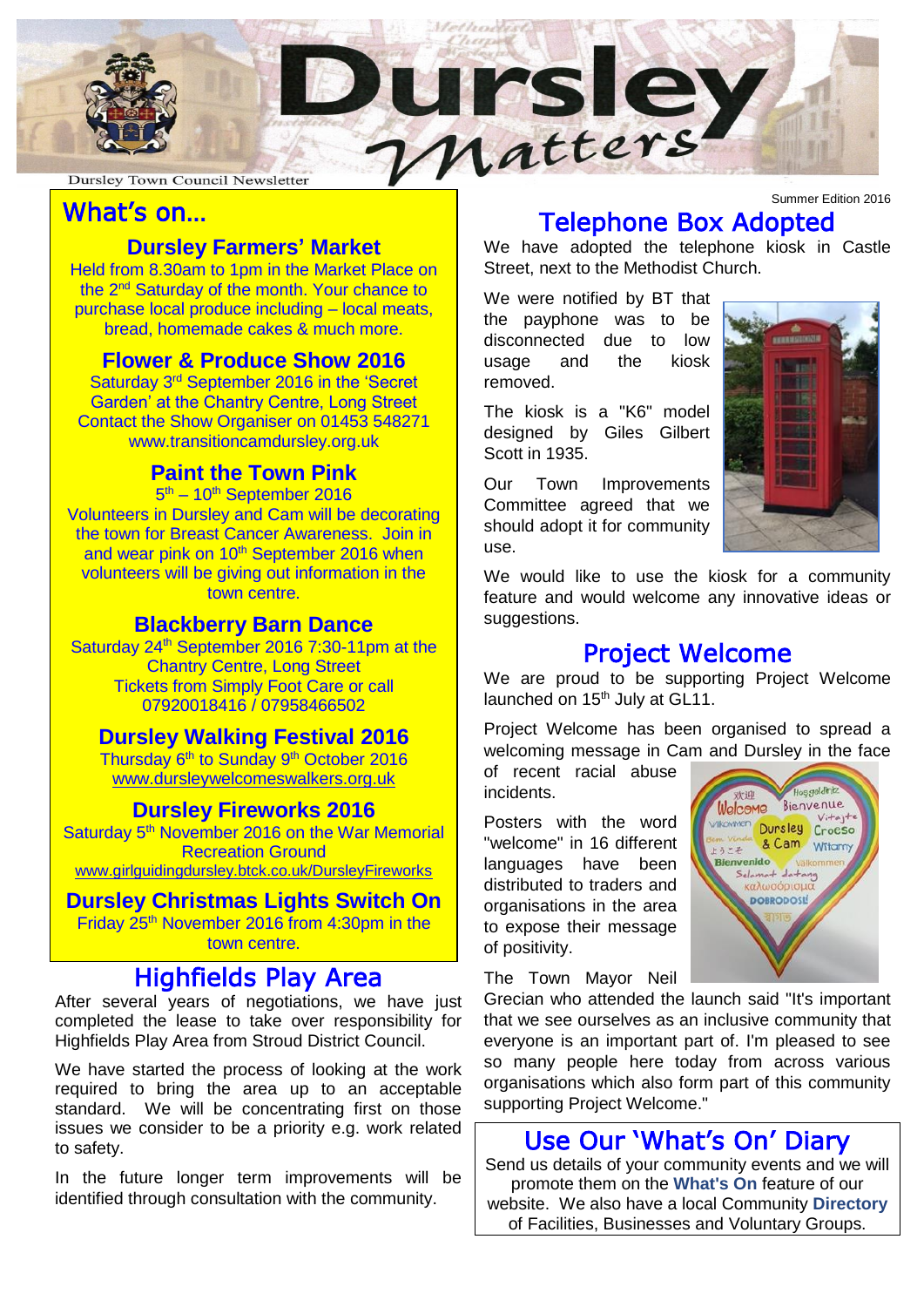# Dursley Matters

Dursley Town Council Newsletter

Summer Edition 2016

## What's on…

### Dursley Farmers' Market

Held from 8.30am to 1pm in the Market Place on the 2nd Saturday of the month. Your chance to purchase local produce including – local meats, bread, homemade cakes & much more.

### Flower & Produce Show 2016

Saturday 3rd September 2016 in the 'Secret Garden' at the Chantry Centre, Long Street
Contact the Show Organiser on 01453 548271
www.transitioncamdursley.org.uk

### Paint the Town Pink

5th – 10th September 2016

Volunteers in Dursley and Cam will be decorating the town for Breast Cancer Awareness. Join in and wear pink on 10th September 2016 when volunteers will be giving out information in the town centre.

### Blackberry Barn Dance

Saturday 24th September 2016 7:30-11pm at the Chantry Centre, Long Street
Tickets from Simply Foot Care or call 07920018416 / 07958466502

### Dursley Walking Festival 2016

Thursday 6th to Sunday 9th October 2016
www.dursleywelcomeswalkers.org.uk

### Dursley Fireworks 2016

Saturday 5th November 2016 on the War Memorial Recreation Ground
www.girlguidingdursley.btck.co.uk/DursleyFireworks

### Dursley Christmas Lights Switch On

Friday 25th November 2016 from 4:30pm in the town centre.

## Highfields Play Area

After several years of negotiations, we have just completed the lease to take over responsibility for Highfields Play Area from Stroud District Council.

We have started the process of looking at the work required to bring the area up to an acceptable standard. We will be concentrating first on those issues we consider to be a priority e.g. work related to safety.

In the future longer term improvements will be identified through consultation with the community.

## Telephone Box Adopted

We have adopted the telephone kiosk in Castle Street, next to the Methodist Church.

We were notified by BT that the payphone was to be disconnected due to low usage and the kiosk removed.

The kiosk is a "K6" model designed by Giles Gilbert Scott in 1935.

Our Town Improvements Committee agreed that we should adopt it for community use.

We would like to use the kiosk for a community feature and would welcome any innovative ideas or suggestions.

## Project Welcome

We are proud to be supporting Project Welcome launched on 15th July at GL11.

Project Welcome has been organised to spread a welcoming message in Cam and Dursley in the face of recent racial abuse incidents.

Posters with the word "welcome" in 16 different languages have been distributed to traders and organisations in the area to expose their message of positivity.

The Town Mayor Neil Grecian who attended the launch said "It's important that we see ourselves as an inclusive community that everyone is an important part of. I'm pleased to see so many people here today from across various organisations which also form part of this community supporting Project Welcome."

## Use Our 'What's On' Diary

Send us details of your community events and we will promote them on the **What's On** feature of our website. We also have a local Community **Directory** of Facilities, Businesses and Voluntary Groups.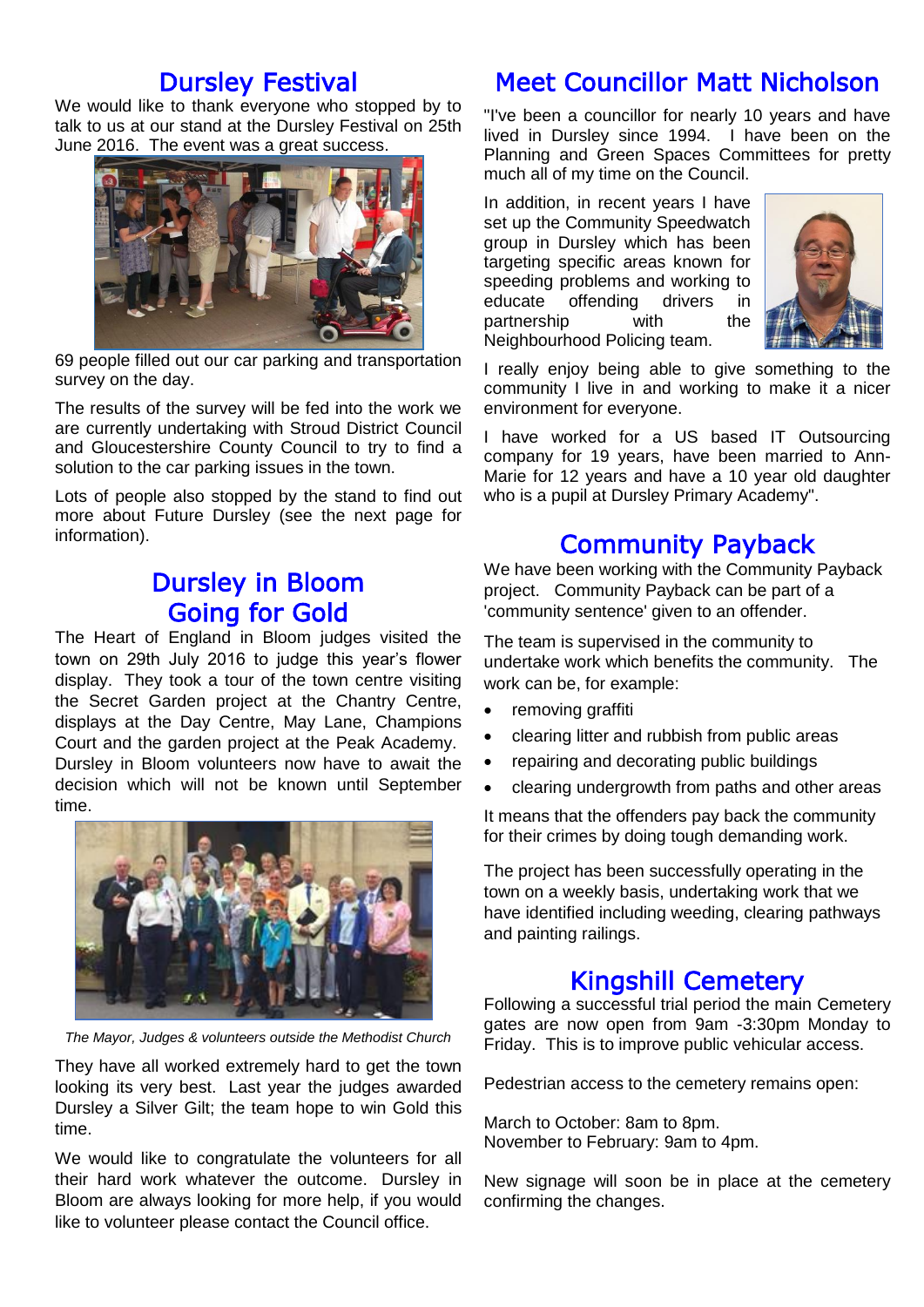## Dursley Festival

We would like to thank everyone who stopped by to talk to us at our stand at the Dursley Festival on 25th June 2016. The event was a great success.

69 people filled out our car parking and transportation survey on the day.

The results of the survey will be fed into the work we are currently undertaking with Stroud District Council and Gloucestershire County Council to try to find a solution to the car parking issues in the town.

Lots of people also stopped by the stand to find out more about Future Dursley (see the next page for information).

## Dursley in Bloom Going for Gold

The Heart of England in Bloom judges visited the town on 29th July 2016 to judge this year's flower display. They took a tour of the town centre visiting the Secret Garden project at the Chantry Centre, displays at the Day Centre, May Lane, Champions Court and the garden project at the Peak Academy. Dursley in Bloom volunteers now have to await the decision which will not be known until September time.

*The Mayor, Judges & volunteers outside the Methodist Church*

They have all worked extremely hard to get the town looking its very best. Last year the judges awarded Dursley a Silver Gilt; the team hope to win Gold this time.

We would like to congratulate the volunteers for all their hard work whatever the outcome. Dursley in Bloom are always looking for more help, if you would like to volunteer please contact the Council office.

## Meet Councillor Matt Nicholson

"I've been a councillor for nearly 10 years and have lived in Dursley since 1994. I have been on the Planning and Green Spaces Committees for pretty much all of my time on the Council.

In addition, in recent years I have set up the Community Speedwatch group in Dursley which has been targeting specific areas known for speeding problems and working to educate offending drivers in partnership with the Neighbourhood Policing team.

I really enjoy being able to give something to the community I live in and working to make it a nicer environment for everyone.

I have worked for a US based IT Outsourcing company for 19 years, have been married to Ann-Marie for 12 years and have a 10 year old daughter who is a pupil at Dursley Primary Academy".

## Community Payback

We have been working with the Community Payback project. Community Payback can be part of a 'community sentence' given to an offender.

The team is supervised in the community to undertake work which benefits the community. The work can be, for example:

- removing graffiti
- clearing litter and rubbish from public areas
- repairing and decorating public buildings
- clearing undergrowth from paths and other areas

It means that the offenders pay back the community for their crimes by doing tough demanding work.

The project has been successfully operating in the town on a weekly basis, undertaking work that we have identified including weeding, clearing pathways and painting railings.

## Kingshill Cemetery

Following a successful trial period the main Cemetery gates are now open from 9am -3:30pm Monday to Friday. This is to improve public vehicular access.

Pedestrian access to the cemetery remains open:

March to October: 8am to 8pm.
November to February: 9am to 4pm.

New signage will soon be in place at the cemetery confirming the changes.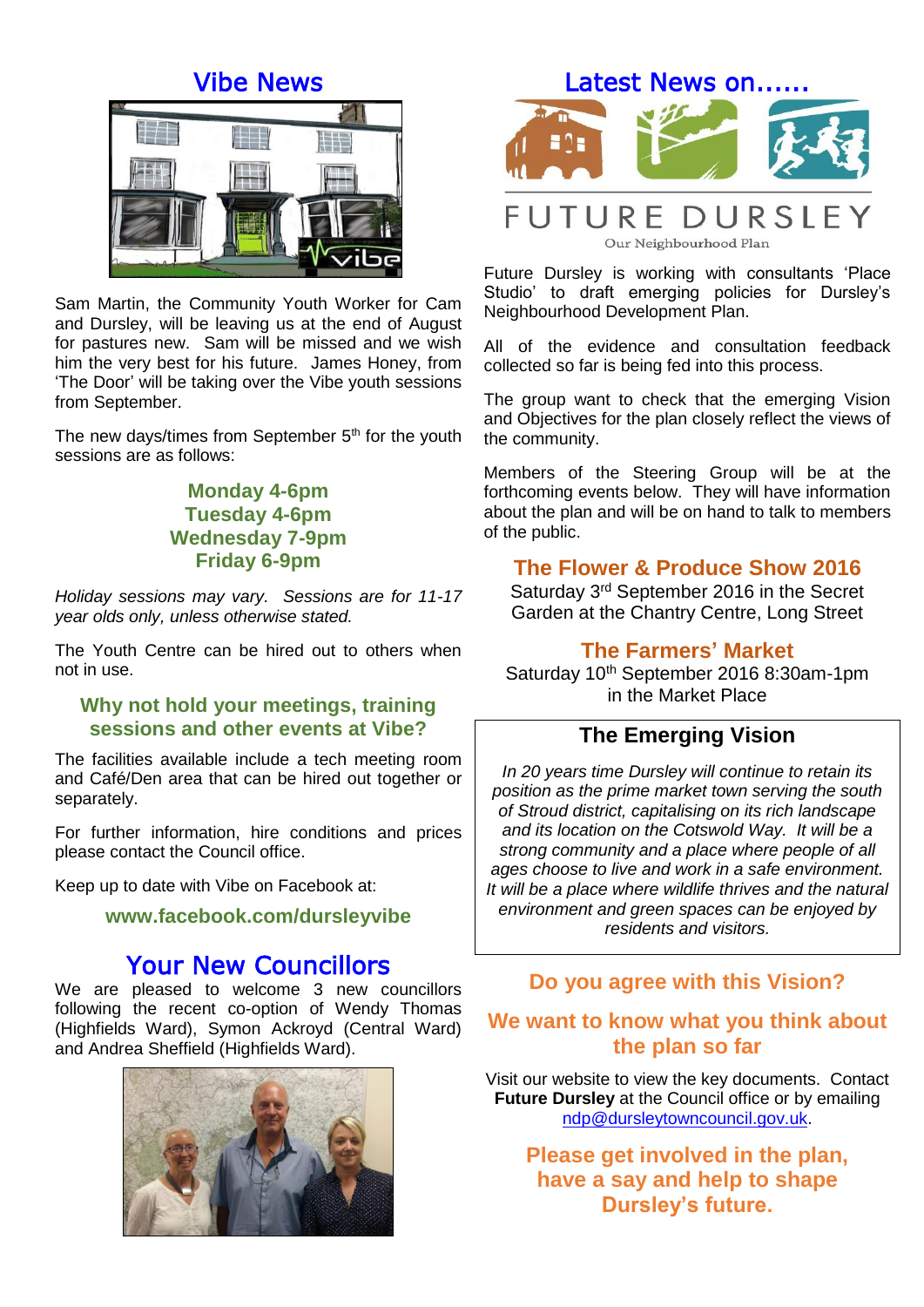## Vibe News

Sam Martin, the Community Youth Worker for Cam and Dursley, will be leaving us at the end of August for pastures new. Sam will be missed and we wish him the very best for his future. James Honey, from 'The Door' will be taking over the Vibe youth sessions from September.

The new days/times from September 5th for the youth sessions are as follows:

**Monday 4-6pm**
**Tuesday 4-6pm**
**Wednesday 7-9pm**
**Friday 6-9pm**

*Holiday sessions may vary. Sessions are for 11-17 year olds only, unless otherwise stated.*

The Youth Centre can be hired out to others when not in use.

### Why not hold your meetings, training sessions and other events at Vibe?

The facilities available include a tech meeting room and Café/Den area that can be hired out together or separately.

For further information, hire conditions and prices please contact the Council office.

Keep up to date with Vibe on Facebook at:

**www.facebook.com/dursleyvibe**

## Your New Councillors

We are pleased to welcome 3 new councillors following the recent co-option of Wendy Thomas (Highfields Ward), Symon Ackroyd (Central Ward) and Andrea Sheffield (Highfields Ward).

## Latest News on......

FUTURE DURSLEY

Our Neighbourhood Plan

Future Dursley is working with consultants 'Place Studio' to draft emerging policies for Dursley's Neighbourhood Development Plan.

All of the evidence and consultation feedback collected so far is being fed into this process.

The group want to check that the emerging Vision and Objectives for the plan closely reflect the views of the community.

Members of the Steering Group will be at the forthcoming events below. They will have information about the plan and will be on hand to talk to members of the public.

### The Flower & Produce Show 2016

Saturday 3rd September 2016 in the Secret Garden at the Chantry Centre, Long Street

### The Farmers' Market

Saturday 10th September 2016 8:30am-1pm in the Market Place

### The Emerging Vision

*In 20 years time Dursley will continue to retain its position as the prime market town serving the south of Stroud district, capitalising on its rich landscape and its location on the Cotswold Way. It will be a strong community and a place where people of all ages choose to live and work in a safe environment. It will be a place where wildlife thrives and the natural environment and green spaces can be enjoyed by residents and visitors.*

### Do you agree with this Vision?

### We want to know what you think about the plan so far

Visit our website to view the key documents. Contact **Future Dursley** at the Council office or by emailing ndp@dursleytowncouncil.gov.uk.

**Please get involved in the plan, have a say and help to shape Dursley's future.**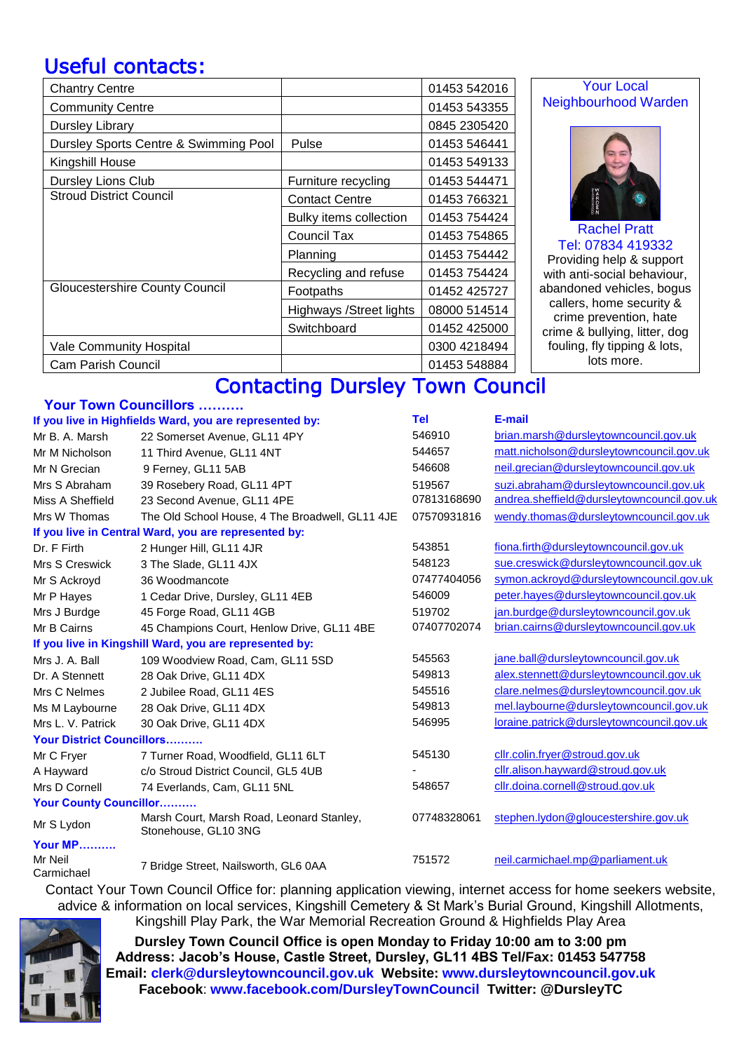# Useful contacts:

| | | |
|---|---|---|
| Chantry Centre | | 01453 542016 |
| Community Centre | | 01453 543355 |
| Dursley Library | | 0845 2305420 |
| Dursley Sports Centre & Swimming Pool | Pulse | 01453 546441 |
| Kingshill House | | 01453 549133 |
| Dursley Lions Club | Furniture recycling | 01453 544471 |
| Stroud District Council | Contact Centre | 01453 766321 |
| | Bulky items collection | 01453 754424 |
| | Council Tax | 01453 754865 |
| | Planning | 01453 754442 |
| | Recycling and refuse | 01453 754424 |
| Gloucestershire County Council | Footpaths | 01452 425727 |
| | Highways /Street lights | 08000 514514 |
| | Switchboard | 01452 425000 |
| Vale Community Hospital | | 0300 4218494 |
| Cam Parish Council | | 01453 548884 |

**Your Local Neighbourhood Warden**

Rachel Pratt
Tel: 07834 419332

Providing help & support with anti-social behaviour, abandoned vehicles, bogus callers, home security & crime prevention, hate crime & bullying, litter, dog fouling, fly tipping & lots, lots more.

## Contacting Dursley Town Council

### Your Town Councillors ……….

| | | Tel | E-mail |
|---|---|---|---|
| **If you live in Highfields Ward, you are represented by:** | | | |
| Mr B. A. Marsh | 22 Somerset Avenue, GL11 4PY | 546910 | brian.marsh@dursleytowncouncil.gov.uk |
| Mr M Nicholson | 11 Third Avenue, GL11 4NT | 544657 | matt.nicholson@dursleytowncouncil.gov.uk |
| Mr N Grecian | 9 Ferney, GL11 5AB | 546608 | neil.grecian@dursleytowncouncil.gov.uk |
| Mrs S Abraham | 39 Rosebery Road, GL11 4PT | 519567 | suzi.abraham@dursleytowncouncil.gov.uk |
| Miss A Sheffield | 23 Second Avenue, GL11 4PE | 07813168690 | andrea.sheffield@dursleytowncouncil.gov.uk |
| Mrs W Thomas | The Old School House, 4 The Broadwell, GL11 4JE | 07570931816 | wendy.thomas@dursleytowncouncil.gov.uk |
| **If you live in Central Ward, you are represented by:** | | | |
| Dr. F Firth | 2 Hunger Hill, GL11 4JR | 543851 | fiona.firth@dursleytowncouncil.gov.uk |
| Mrs S Creswick | 3 The Slade, GL11 4JX | 548123 | sue.creswick@dursleytowncouncil.gov.uk |
| Mr S Ackroyd | 36 Woodmancote | 07477404056 | symon.ackroyd@dursleytowncouncil.gov.uk |
| Mr P Hayes | 1 Cedar Drive, Dursley, GL11 4EB | 546009 | peter.hayes@dursleytowncouncil.gov.uk |
| Mrs J Burdge | 45 Forge Road, GL11 4GB | 519702 | jan.burdge@dursleytowncouncil.gov.uk |
| Mr B Cairns | 45 Champions Court, Henlow Drive, GL11 4BE | 07407702074 | brian.cairns@dursleytowncouncil.gov.uk |
| **If you live in Kingshill Ward, you are represented by:** | | | |
| Mrs J. A. Ball | 109 Woodview Road, Cam, GL11 5SD | 545563 | jane.ball@dursleytowncouncil.gov.uk |
| Dr. A Stennett | 28 Oak Drive, GL11 4DX | 549813 | alex.stennett@dursleytowncouncil.gov.uk |
| Mrs C Nelmes | 2 Jubilee Road, GL11 4ES | 545516 | clare.nelmes@dursleytowncouncil.gov.uk |
| Ms M Laybourne | 28 Oak Drive, GL11 4DX | 549813 | mel.laybourne@dursleytowncouncil.gov.uk |
| Mrs L. V. Patrick | 30 Oak Drive, GL11 4DX | 546995 | loraine.patrick@dursleytowncouncil.gov.uk |
| **Your District Councillors……….** | | | |
| Mr C Fryer | 7 Turner Road, Woodfield, GL11 6LT | 545130 | cllr.colin.fryer@stroud.gov.uk |
| A Hayward | c/o Stroud District Council, GL5 4UB | - | cllr.alison.hayward@stroud.gov.uk |
| Mrs D Cornell | 74 Everlands, Cam, GL11 5NL | 548657 | cllr.doina.cornell@stroud.gov.uk |
| **Your County Councillor……….** | | | |
| Mr S Lydon | Marsh Court, Marsh Road, Leonard Stanley, Stonehouse, GL10 3NG | 07748328061 | stephen.lydon@gloucestershire.gov.uk |
| **Your MP……….** | | | |
| Mr Neil Carmichael | 7 Bridge Street, Nailsworth, GL6 0AA | 751572 | neil.carmichael.mp@parliament.uk |

Contact Your Town Council Office for: planning application viewing, internet access for home seekers website, advice & information on local services, Kingshill Cemetery & St Mark's Burial Ground, Kingshill Allotments, Kingshill Play Park, the War Memorial Recreation Ground & Highfields Play Area

**Dursley Town Council Office is open Monday to Friday 10:00 am to 3:00 pm**
**Address: Jacob's House, Castle Street, Dursley, GL11 4BS Tel/Fax: 01453 547758**
**Email: clerk@dursleytowncouncil.gov.uk Website: www.dursleytowncouncil.gov.uk**
**Facebook: www.facebook.com/DursleyTownCouncil Twitter: @DursleyTC**